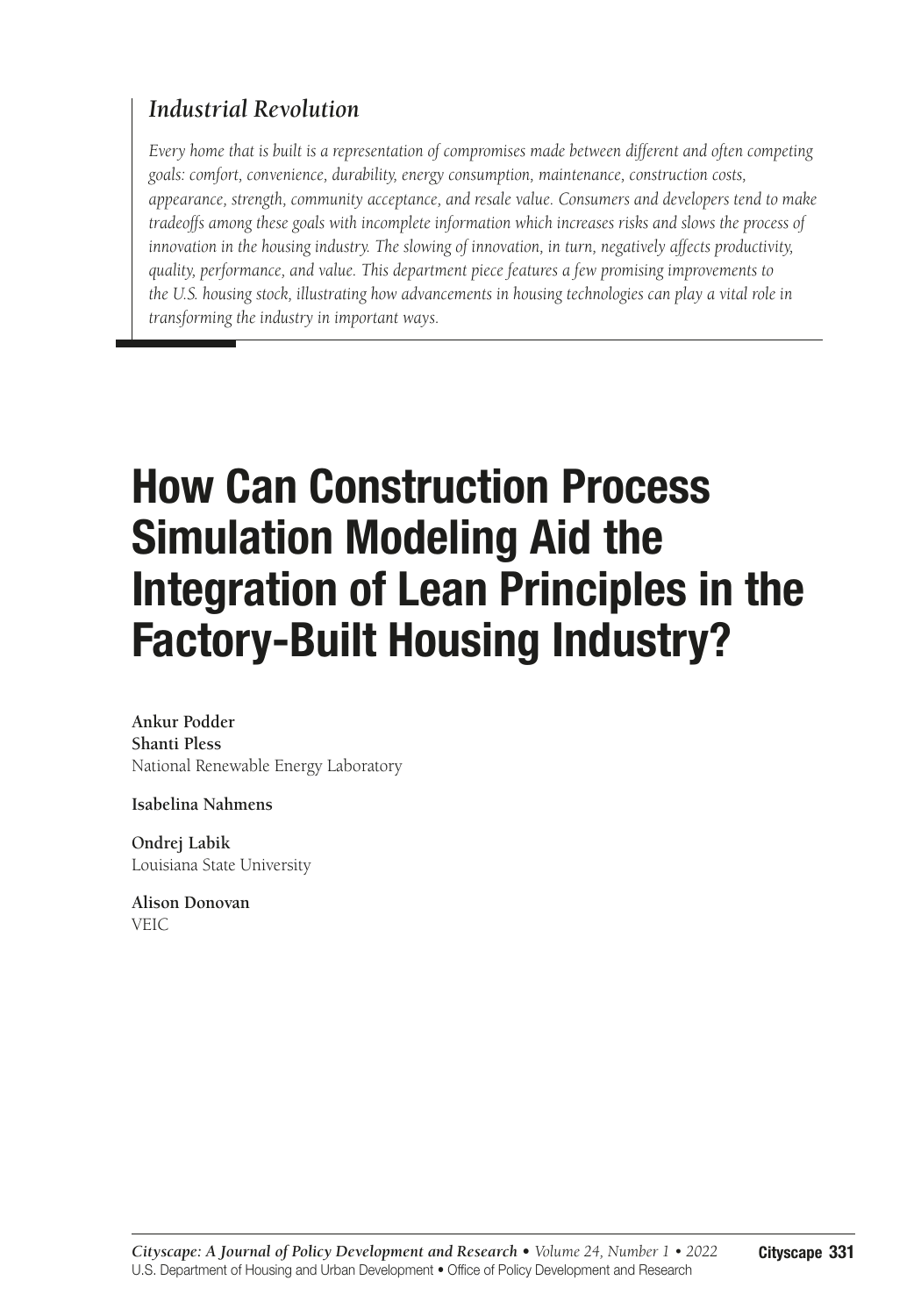## *Industrial Revolution*

*Every home that is built is a representation of compromises made between different and often competing goals: comfort, convenience, durability, energy consumption, maintenance, construction costs, appearance, strength, community acceptance, and resale value. Consumers and developers tend to make tradeoffs among these goals with incomplete information which increases risks and slows the process of innovation in the housing industry. The slowing of innovation, in turn, negatively affects productivity, quality, performance, and value. This department piece features a few promising improvements to the U.S. housing stock, illustrating how advancements in housing technologies can play a vital role in transforming the industry in important ways.*

# How Can Construction Process Simulation Modeling Aid the Integration of Lean Principles in the Factory-Built Housing Industry?

**Ankur Podder**
**Shanti Pless**
National Renewable Energy Laboratory

**Isabelina Nahmens**

**Ondrej Labik**
Louisiana State University

**Alison Donovan**
VEIC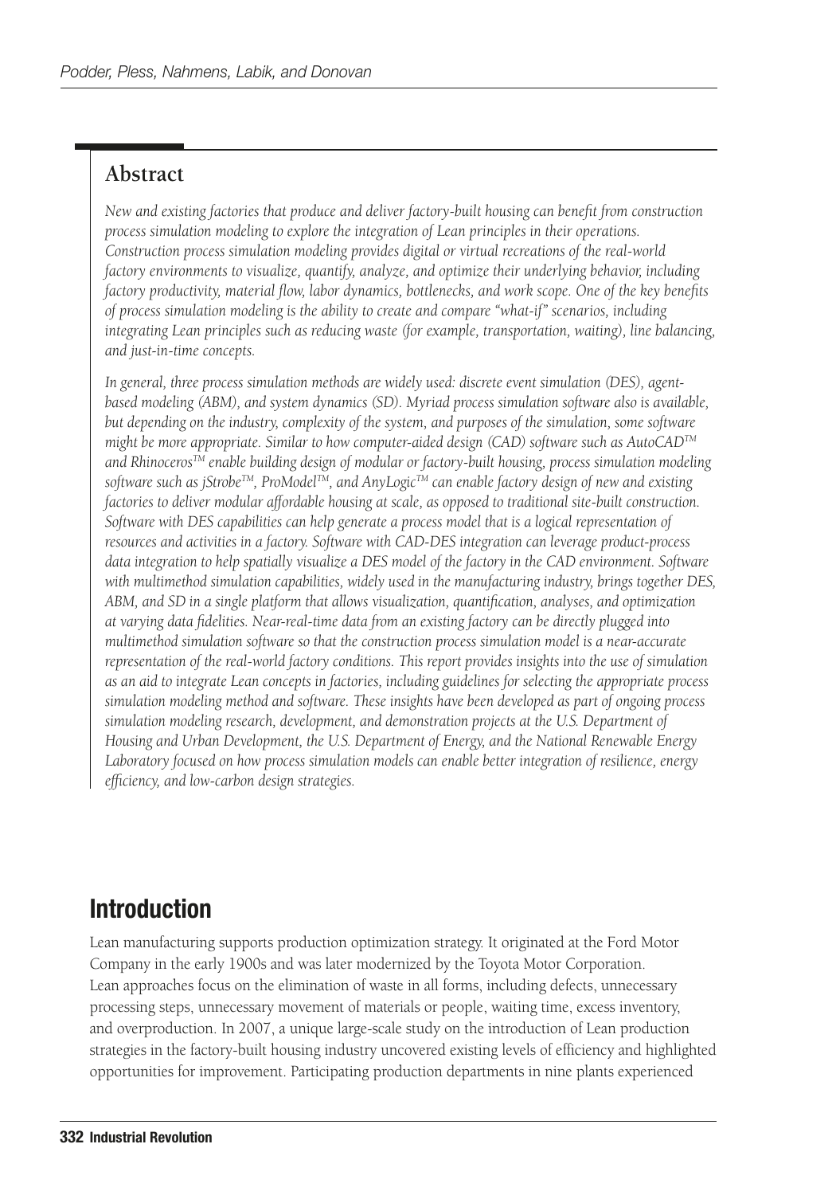## Abstract

*New and existing factories that produce and deliver factory-built housing can benefit from construction process simulation modeling to explore the integration of Lean principles in their operations. Construction process simulation modeling provides digital or virtual recreations of the real-world factory environments to visualize, quantify, analyze, and optimize their underlying behavior, including factory productivity, material flow, labor dynamics, bottlenecks, and work scope. One of the key benefits of process simulation modeling is the ability to create and compare "what-if" scenarios, including integrating Lean principles such as reducing waste (for example, transportation, waiting), line balancing, and just-in-time concepts.*

*In general, three process simulation methods are widely used: discrete event simulation (DES), agent-based modeling (ABM), and system dynamics (SD). Myriad process simulation software also is available, but depending on the industry, complexity of the system, and purposes of the simulation, some software might be more appropriate. Similar to how computer-aided design (CAD) software such as AutoCAD™ and Rhinoceros™ enable building design of modular or factory-built housing, process simulation modeling software such as jStrobe™, ProModel™, and AnyLogic™ can enable factory design of new and existing factories to deliver modular affordable housing at scale, as opposed to traditional site-built construction. Software with DES capabilities can help generate a process model that is a logical representation of resources and activities in a factory. Software with CAD-DES integration can leverage product-process data integration to help spatially visualize a DES model of the factory in the CAD environment. Software with multimethod simulation capabilities, widely used in the manufacturing industry, brings together DES, ABM, and SD in a single platform that allows visualization, quantification, analyses, and optimization at varying data fidelities. Near-real-time data from an existing factory can be directly plugged into multimethod simulation software so that the construction process simulation model is a near-accurate representation of the real-world factory conditions. This report provides insights into the use of simulation as an aid to integrate Lean concepts in factories, including guidelines for selecting the appropriate process simulation modeling method and software. These insights have been developed as part of ongoing process simulation modeling research, development, and demonstration projects at the U.S. Department of Housing and Urban Development, the U.S. Department of Energy, and the National Renewable Energy Laboratory focused on how process simulation models can enable better integration of resilience, energy efficiency, and low-carbon design strategies.*

# Introduction

Lean manufacturing supports production optimization strategy. It originated at the Ford Motor Company in the early 1900s and was later modernized by the Toyota Motor Corporation. Lean approaches focus on the elimination of waste in all forms, including defects, unnecessary processing steps, unnecessary movement of materials or people, waiting time, excess inventory, and overproduction. In 2007, a unique large-scale study on the introduction of Lean production strategies in the factory-built housing industry uncovered existing levels of efficiency and highlighted opportunities for improvement. Participating production departments in nine plants experienced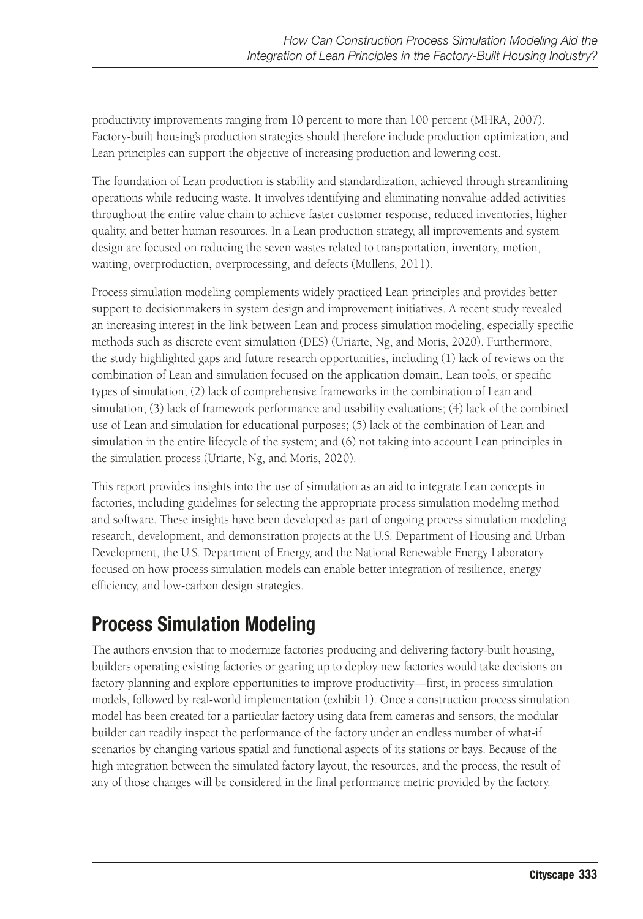productivity improvements ranging from 10 percent to more than 100 percent (MHRA, 2007). Factory-built housing's production strategies should therefore include production optimization, and Lean principles can support the objective of increasing production and lowering cost.

The foundation of Lean production is stability and standardization, achieved through streamlining operations while reducing waste. It involves identifying and eliminating nonvalue-added activities throughout the entire value chain to achieve faster customer response, reduced inventories, higher quality, and better human resources. In a Lean production strategy, all improvements and system design are focused on reducing the seven wastes related to transportation, inventory, motion, waiting, overproduction, overprocessing, and defects (Mullens, 2011).

Process simulation modeling complements widely practiced Lean principles and provides better support to decisionmakers in system design and improvement initiatives. A recent study revealed an increasing interest in the link between Lean and process simulation modeling, especially specific methods such as discrete event simulation (DES) (Uriarte, Ng, and Moris, 2020). Furthermore, the study highlighted gaps and future research opportunities, including (1) lack of reviews on the combination of Lean and simulation focused on the application domain, Lean tools, or specific types of simulation; (2) lack of comprehensive frameworks in the combination of Lean and simulation; (3) lack of framework performance and usability evaluations; (4) lack of the combined use of Lean and simulation for educational purposes; (5) lack of the combination of Lean and simulation in the entire lifecycle of the system; and (6) not taking into account Lean principles in the simulation process (Uriarte, Ng, and Moris, 2020).

This report provides insights into the use of simulation as an aid to integrate Lean concepts in factories, including guidelines for selecting the appropriate process simulation modeling method and software. These insights have been developed as part of ongoing process simulation modeling research, development, and demonstration projects at the U.S. Department of Housing and Urban Development, the U.S. Department of Energy, and the National Renewable Energy Laboratory focused on how process simulation models can enable better integration of resilience, energy efficiency, and low-carbon design strategies.

## Process Simulation Modeling

The authors envision that to modernize factories producing and delivering factory-built housing, builders operating existing factories or gearing up to deploy new factories would take decisions on factory planning and explore opportunities to improve productivity—first, in process simulation models, followed by real-world implementation (exhibit 1). Once a construction process simulation model has been created for a particular factory using data from cameras and sensors, the modular builder can readily inspect the performance of the factory under an endless number of what-if scenarios by changing various spatial and functional aspects of its stations or bays. Because of the high integration between the simulated factory layout, the resources, and the process, the result of any of those changes will be considered in the final performance metric provided by the factory.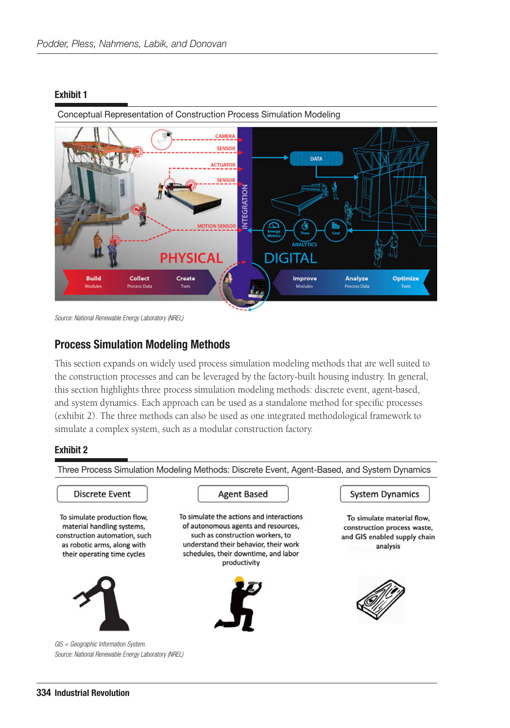**Exhibit 1**

Conceptual Representation of Construction Process Simulation Modeling

*Source: National Renewable Energy Laboratory (NREL)*

## Process Simulation Modeling Methods

This section expands on widely used process simulation modeling methods that are well suited to the construction processes and can be leveraged by the factory-built housing industry. In general, this section highlights three process simulation modeling methods: discrete event, agent-based, and system dynamics. Each approach can be used as a standalone method for specific processes (exhibit 2). The three methods can also be used as one integrated methodological framework to simulate a complex system, such as a modular construction factory.

**Exhibit 2**

Three Process Simulation Modeling Methods: Discrete Event, Agent-Based, and System Dynamics

| Discrete Event | Agent Based | System Dynamics |
| --- | --- | --- |
| To simulate production flow, material handling systems, construction automation, such as robotic arms, along with their operating time cycles | To simulate the actions and interactions of autonomous agents and resources, such as construction workers, to understand their behavior, their work schedules, their downtime, and labor productivity | To simulate material flow, construction process waste, and GIS enabled supply chain analysis |

*GIS = Geographic Information System.*
*Source: National Renewable Energy Laboratory (NREL)*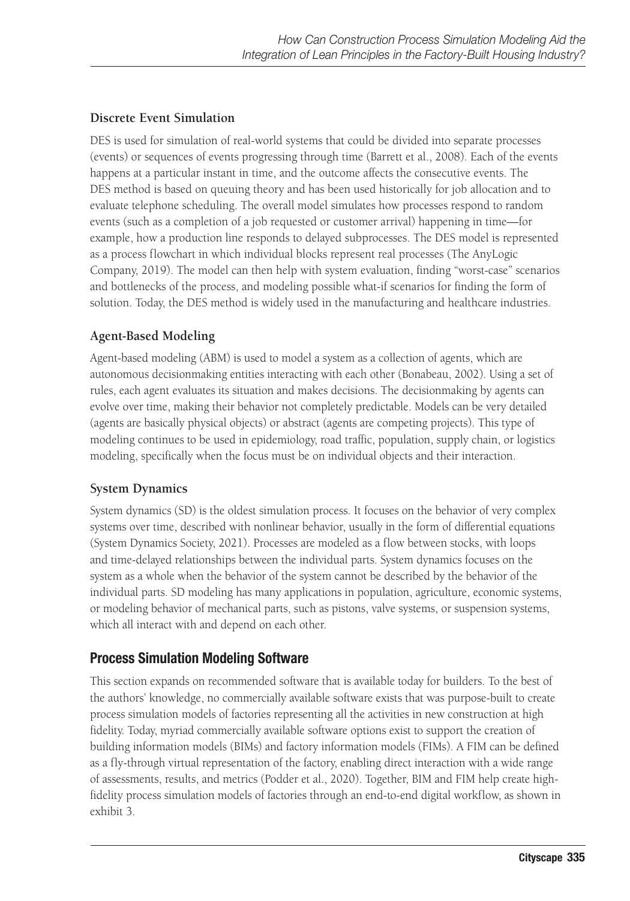### Discrete Event Simulation

DES is used for simulation of real-world systems that could be divided into separate processes (events) or sequences of events progressing through time (Barrett et al., 2008). Each of the events happens at a particular instant in time, and the outcome affects the consecutive events. The DES method is based on queuing theory and has been used historically for job allocation and to evaluate telephone scheduling. The overall model simulates how processes respond to random events (such as a completion of a job requested or customer arrival) happening in time—for example, how a production line responds to delayed subprocesses. The DES model is represented as a process flowchart in which individual blocks represent real processes (The AnyLogic Company, 2019). The model can then help with system evaluation, finding "worst-case" scenarios and bottlenecks of the process, and modeling possible what-if scenarios for finding the form of solution. Today, the DES method is widely used in the manufacturing and healthcare industries.

### Agent-Based Modeling

Agent-based modeling (ABM) is used to model a system as a collection of agents, which are autonomous decisionmaking entities interacting with each other (Bonabeau, 2002). Using a set of rules, each agent evaluates its situation and makes decisions. The decisionmaking by agents can evolve over time, making their behavior not completely predictable. Models can be very detailed (agents are basically physical objects) or abstract (agents are competing projects). This type of modeling continues to be used in epidemiology, road traffic, population, supply chain, or logistics modeling, specifically when the focus must be on individual objects and their interaction.

### System Dynamics

System dynamics (SD) is the oldest simulation process. It focuses on the behavior of very complex systems over time, described with nonlinear behavior, usually in the form of differential equations (System Dynamics Society, 2021). Processes are modeled as a flow between stocks, with loops and time-delayed relationships between the individual parts. System dynamics focuses on the system as a whole when the behavior of the system cannot be described by the behavior of the individual parts. SD modeling has many applications in population, agriculture, economic systems, or modeling behavior of mechanical parts, such as pistons, valve systems, or suspension systems, which all interact with and depend on each other.

## Process Simulation Modeling Software

This section expands on recommended software that is available today for builders. To the best of the authors' knowledge, no commercially available software exists that was purpose-built to create process simulation models of factories representing all the activities in new construction at high fidelity. Today, myriad commercially available software options exist to support the creation of building information models (BIMs) and factory information models (FIMs). A FIM can be defined as a fly-through virtual representation of the factory, enabling direct interaction with a wide range of assessments, results, and metrics (Podder et al., 2020). Together, BIM and FIM help create high-fidelity process simulation models of factories through an end-to-end digital workflow, as shown in exhibit 3.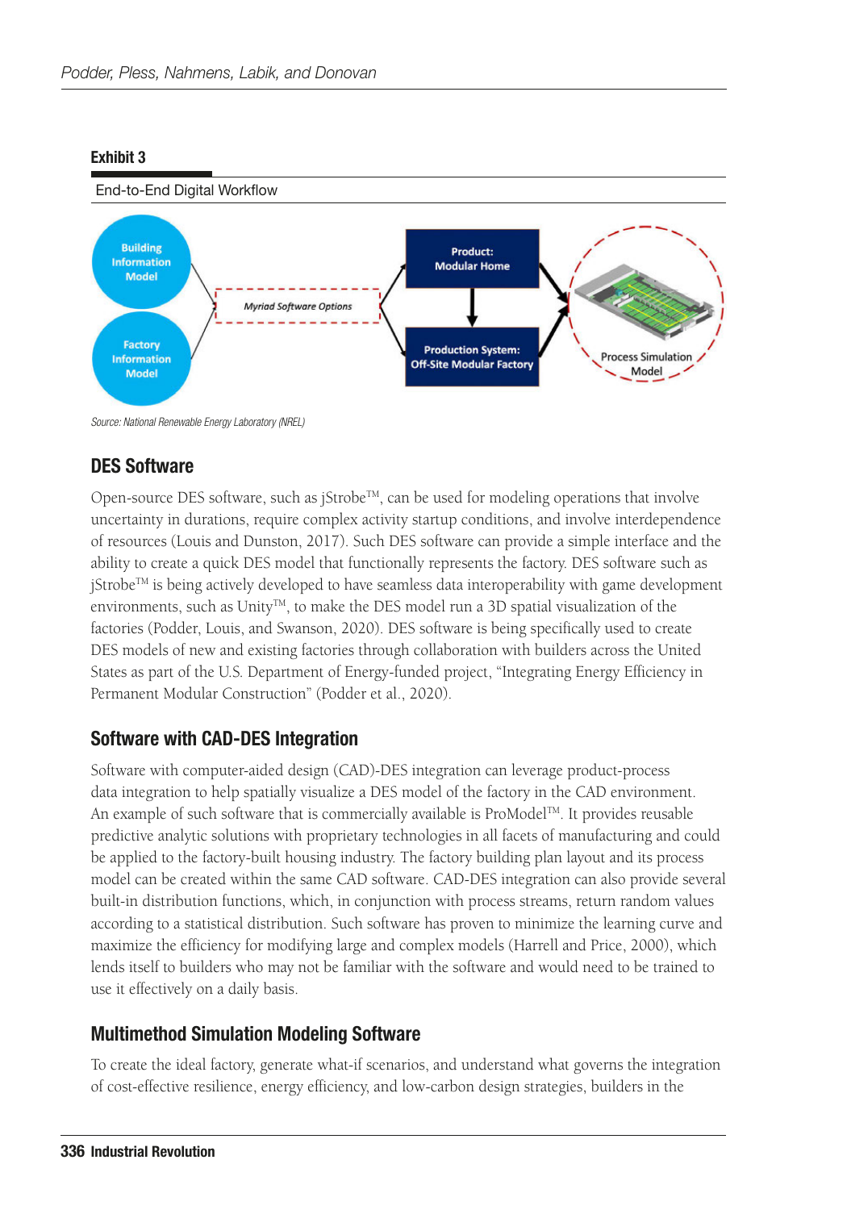**Exhibit 3**

End-to-End Digital Workflow

Building Information Model

Factory Information Model

*Myriad Software Options*

Product: Modular Home

Production System: Off-Site Modular Factory

Process Simulation Model

*Source: National Renewable Energy Laboratory (NREL)*

## DES Software

Open-source DES software, such as jStrobe™, can be used for modeling operations that involve uncertainty in durations, require complex activity startup conditions, and involve interdependence of resources (Louis and Dunston, 2017). Such DES software can provide a simple interface and the ability to create a quick DES model that functionally represents the factory. DES software such as jStrobe™ is being actively developed to have seamless data interoperability with game development environments, such as Unity™, to make the DES model run a 3D spatial visualization of the factories (Podder, Louis, and Swanson, 2020). DES software is being specifically used to create DES models of new and existing factories through collaboration with builders across the United States as part of the U.S. Department of Energy-funded project, "Integrating Energy Efficiency in Permanent Modular Construction" (Podder et al., 2020).

## Software with CAD-DES Integration

Software with computer-aided design (CAD)-DES integration can leverage product-process data integration to help spatially visualize a DES model of the factory in the CAD environment. An example of such software that is commercially available is ProModel™. It provides reusable predictive analytic solutions with proprietary technologies in all facets of manufacturing and could be applied to the factory-built housing industry. The factory building plan layout and its process model can be created within the same CAD software. CAD-DES integration can also provide several built-in distribution functions, which, in conjunction with process streams, return random values according to a statistical distribution. Such software has proven to minimize the learning curve and maximize the efficiency for modifying large and complex models (Harrell and Price, 2000), which lends itself to builders who may not be familiar with the software and would need to be trained to use it effectively on a daily basis.

## Multimethod Simulation Modeling Software

To create the ideal factory, generate what-if scenarios, and understand what governs the integration of cost-effective resilience, energy efficiency, and low-carbon design strategies, builders in the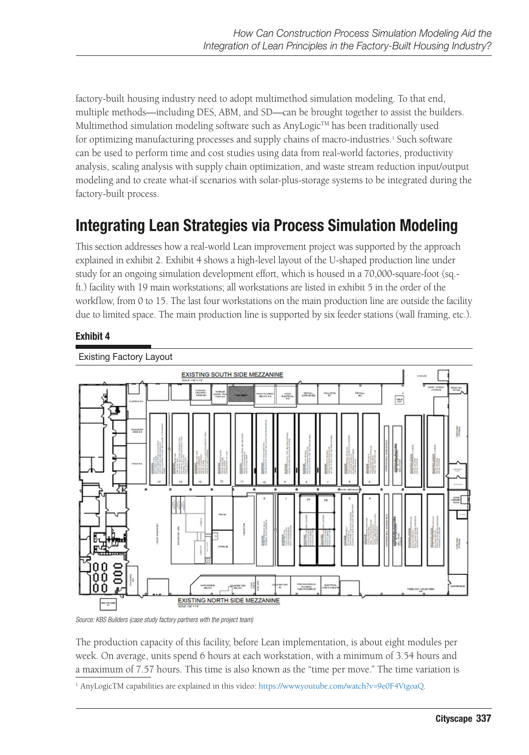factory-built housing industry need to adopt multimethod simulation modeling. To that end, multiple methods—including DES, ABM, and SD—can be brought together to assist the builders. Multimethod simulation modeling software such as AnyLogic™ has been traditionally used for optimizing manufacturing processes and supply chains of macro-industries.[1] Such software can be used to perform time and cost studies using data from real-world factories, productivity analysis, scaling analysis with supply chain optimization, and waste stream reduction input/output modeling and to create what-if scenarios with solar-plus-storage systems to be integrated during the factory-built process.

## Integrating Lean Strategies via Process Simulation Modeling

This section addresses how a real-world Lean improvement project was supported by the approach explained in exhibit 2. Exhibit 4 shows a high-level layout of the U-shaped production line under study for an ongoing simulation development effort, which is housed in a 70,000-square-foot (sq.-ft.) facility with 19 main workstations; all workstations are listed in exhibit 5 in the order of the workflow, from 0 to 15. The last four workstations on the main production line are outside the facility due to limited space. The main production line is supported by six feeder stations (wall framing, etc.).

**Exhibit 4**

Existing Factory Layout

*Source: KBS Builders (case study factory partners with the project team)*

The production capacity of this facility, before Lean implementation, is about eight modules per week. On average, units spend 6 hours at each workstation, with a minimum of 3.54 hours and a maximum of 7.57 hours. This time is also known as the "time per move." The time variation is

[1] AnyLogicTM capabilities are explained in this video: https://www.youtube.com/watch?v=9e0F4VtgoaQ.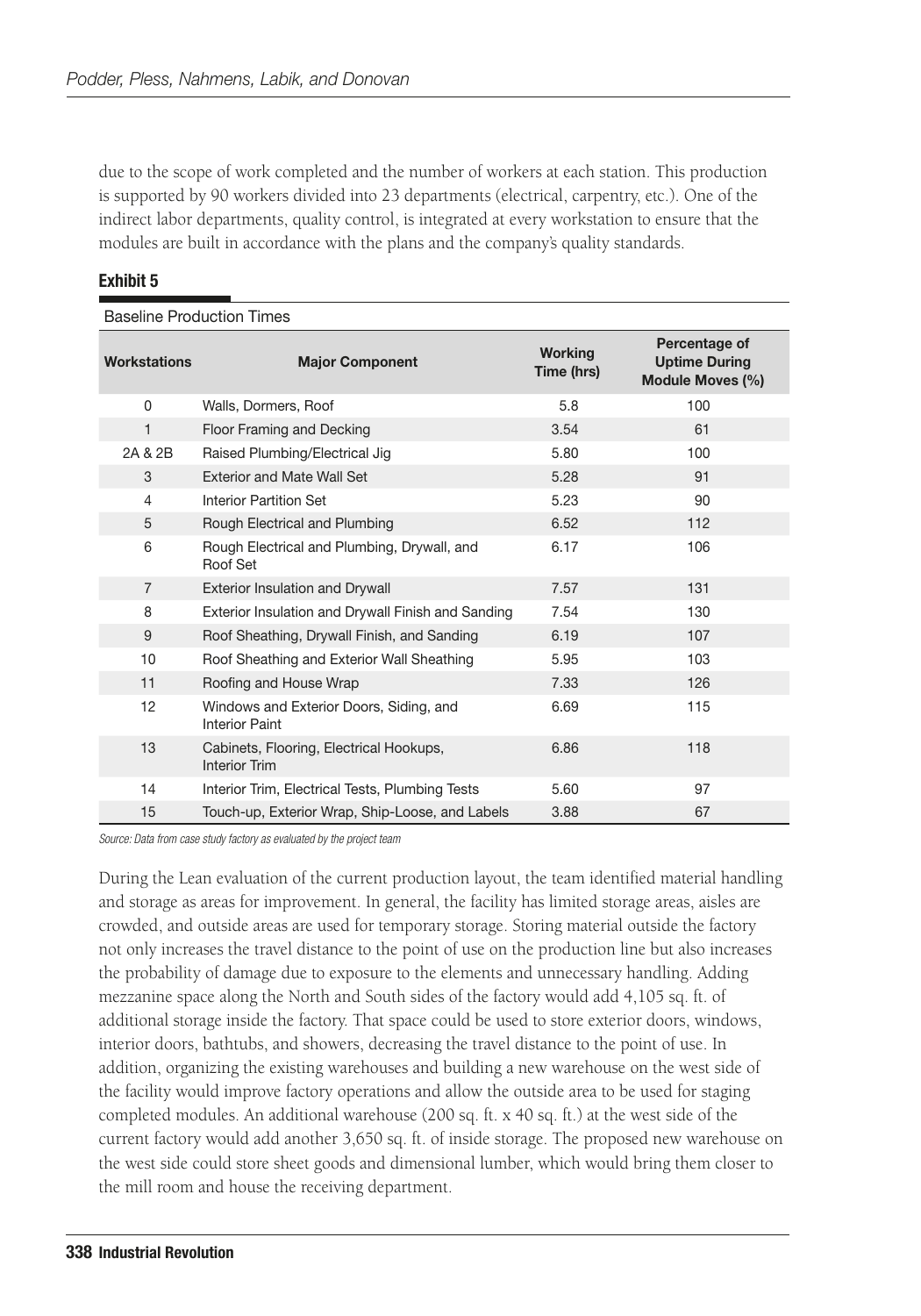due to the scope of work completed and the number of workers at each station. This production is supported by 90 workers divided into 23 departments (electrical, carpentry, etc.). One of the indirect labor departments, quality control, is integrated at every workstation to ensure that the modules are built in accordance with the plans and the company's quality standards.

**Exhibit 5**

Baseline Production Times

| Workstations | Major Component | Working Time (hrs) | Percentage of Uptime During Module Moves (%) |
|---|---|---|---|
| 0 | Walls, Dormers, Roof | 5.8 | 100 |
| 1 | Floor Framing and Decking | 3.54 | 61 |
| 2A & 2B | Raised Plumbing/Electrical Jig | 5.80 | 100 |
| 3 | Exterior and Mate Wall Set | 5.28 | 91 |
| 4 | Interior Partition Set | 5.23 | 90 |
| 5 | Rough Electrical and Plumbing | 6.52 | 112 |
| 6 | Rough Electrical and Plumbing, Drywall, and Roof Set | 6.17 | 106 |
| 7 | Exterior Insulation and Drywall | 7.57 | 131 |
| 8 | Exterior Insulation and Drywall Finish and Sanding | 7.54 | 130 |
| 9 | Roof Sheathing, Drywall Finish, and Sanding | 6.19 | 107 |
| 10 | Roof Sheathing and Exterior Wall Sheathing | 5.95 | 103 |
| 11 | Roofing and House Wrap | 7.33 | 126 |
| 12 | Windows and Exterior Doors, Siding, and Interior Paint | 6.69 | 115 |
| 13 | Cabinets, Flooring, Electrical Hookups, Interior Trim | 6.86 | 118 |
| 14 | Interior Trim, Electrical Tests, Plumbing Tests | 5.60 | 97 |
| 15 | Touch-up, Exterior Wrap, Ship-Loose, and Labels | 3.88 | 67 |

*Source: Data from case study factory as evaluated by the project team*

During the Lean evaluation of the current production layout, the team identified material handling and storage as areas for improvement. In general, the facility has limited storage areas, aisles are crowded, and outside areas are used for temporary storage. Storing material outside the factory not only increases the travel distance to the point of use on the production line but also increases the probability of damage due to exposure to the elements and unnecessary handling. Adding mezzanine space along the North and South sides of the factory would add 4,105 sq. ft. of additional storage inside the factory. That space could be used to store exterior doors, windows, interior doors, bathtubs, and showers, decreasing the travel distance to the point of use. In addition, organizing the existing warehouses and building a new warehouse on the west side of the facility would improve factory operations and allow the outside area to be used for staging completed modules. An additional warehouse (200 sq. ft. x 40 sq. ft.) at the west side of the current factory would add another 3,650 sq. ft. of inside storage. The proposed new warehouse on the west side could store sheet goods and dimensional lumber, which would bring them closer to the mill room and house the receiving department.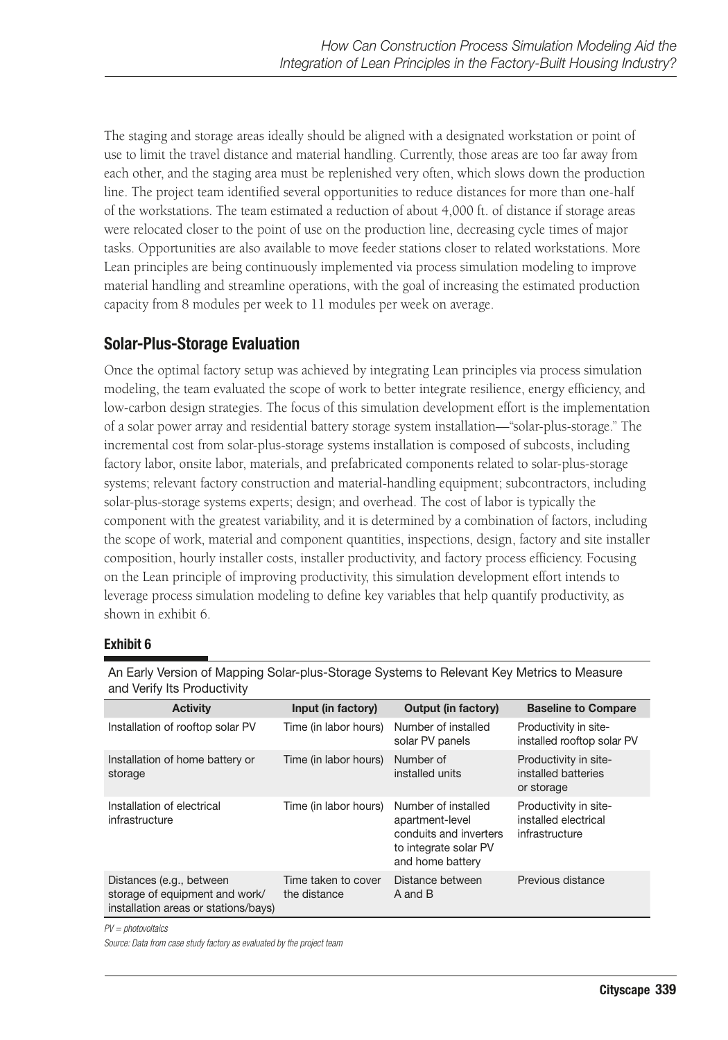The staging and storage areas ideally should be aligned with a designated workstation or point of use to limit the travel distance and material handling. Currently, those areas are too far away from each other, and the staging area must be replenished very often, which slows down the production line. The project team identified several opportunities to reduce distances for more than one-half of the workstations. The team estimated a reduction of about 4,000 ft. of distance if storage areas were relocated closer to the point of use on the production line, decreasing cycle times of major tasks. Opportunities are also available to move feeder stations closer to related workstations. More Lean principles are being continuously implemented via process simulation modeling to improve material handling and streamline operations, with the goal of increasing the estimated production capacity from 8 modules per week to 11 modules per week on average.

## Solar-Plus-Storage Evaluation

Once the optimal factory setup was achieved by integrating Lean principles via process simulation modeling, the team evaluated the scope of work to better integrate resilience, energy efficiency, and low-carbon design strategies. The focus of this simulation development effort is the implementation of a solar power array and residential battery storage system installation—"solar-plus-storage." The incremental cost from solar-plus-storage systems installation is composed of subcosts, including factory labor, onsite labor, materials, and prefabricated components related to solar-plus-storage systems; relevant factory construction and material-handling equipment; subcontractors, including solar-plus-storage systems experts; design; and overhead. The cost of labor is typically the component with the greatest variability, and it is determined by a combination of factors, including the scope of work, material and component quantities, inspections, design, factory and site installer composition, hourly installer costs, installer productivity, and factory process efficiency. Focusing on the Lean principle of improving productivity, this simulation development effort intends to leverage process simulation modeling to define key variables that help quantify productivity, as shown in exhibit 6.

**Exhibit 6**

An Early Version of Mapping Solar-plus-Storage Systems to Relevant Key Metrics to Measure and Verify Its Productivity

| Activity | Input (in factory) | Output (in factory) | Baseline to Compare |
|---|---|---|---|
| Installation of rooftop solar PV | Time (in labor hours) | Number of installed solar PV panels | Productivity in site-installed rooftop solar PV |
| Installation of home battery or storage | Time (in labor hours) | Number of installed units | Productivity in site-installed batteries or storage |
| Installation of electrical infrastructure | Time (in labor hours) | Number of installed apartment-level conduits and inverters to integrate solar PV and home battery | Productivity in site-installed electrical infrastructure |
| Distances (e.g., between storage of equipment and work/installation areas or stations/bays) | Time taken to cover the distance | Distance between A and B | Previous distance |

*PV = photovoltaics*

*Source: Data from case study factory as evaluated by the project team*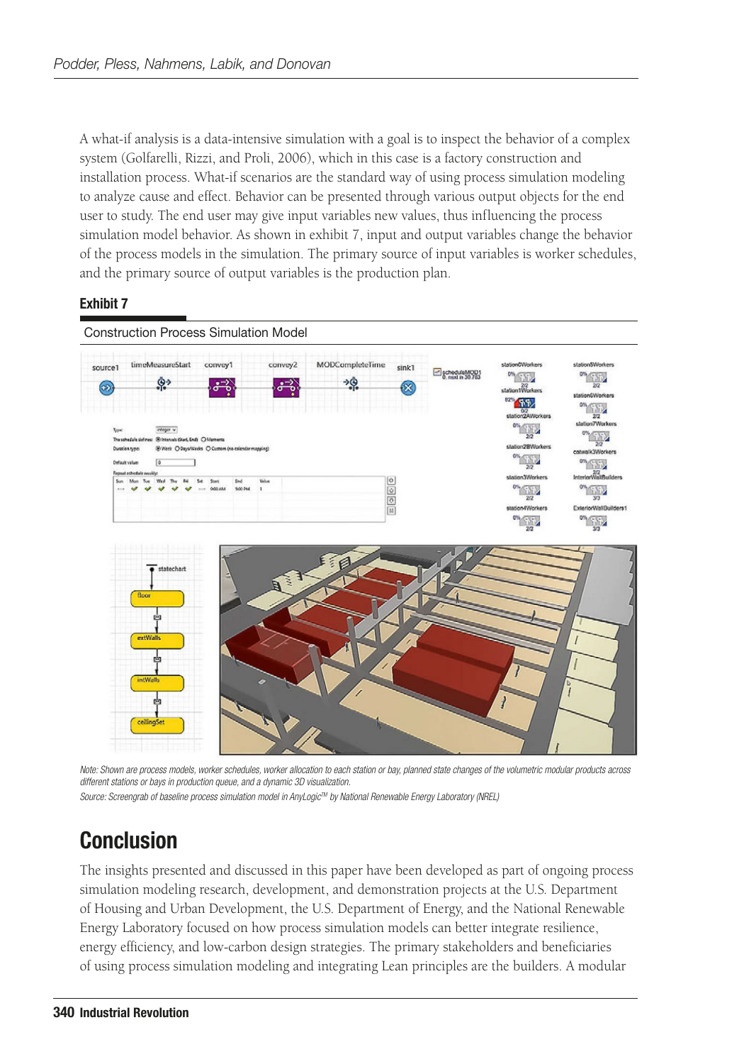A what-if analysis is a data-intensive simulation with a goal is to inspect the behavior of a complex system (Golfarelli, Rizzi, and Proli, 2006), which in this case is a factory construction and installation process. What-if scenarios are the standard way of using process simulation modeling to analyze cause and effect. Behavior can be presented through various output objects for the end user to study. The end user may give input variables new values, thus influencing the process simulation model behavior. As shown in exhibit 7, input and output variables change the behavior of the process models in the simulation. The primary source of input variables is worker schedules, and the primary source of output variables is the production plan.

**Exhibit 7**

Construction Process Simulation Model

*Note: Shown are process models, worker schedules, worker allocation to each station or bay, planned state changes of the volumetric modular products across different stations or bays in production queue, and a dynamic 3D visualization.*

*Source: Screengrab of baseline process simulation model in AnyLogic™ by National Renewable Energy Laboratory (NREL)*

# Conclusion

The insights presented and discussed in this paper have been developed as part of ongoing process simulation modeling research, development, and demonstration projects at the U.S. Department of Housing and Urban Development, the U.S. Department of Energy, and the National Renewable Energy Laboratory focused on how process simulation models can better integrate resilience, energy efficiency, and low-carbon design strategies. The primary stakeholders and beneficiaries of using process simulation modeling and integrating Lean principles are the builders. A modular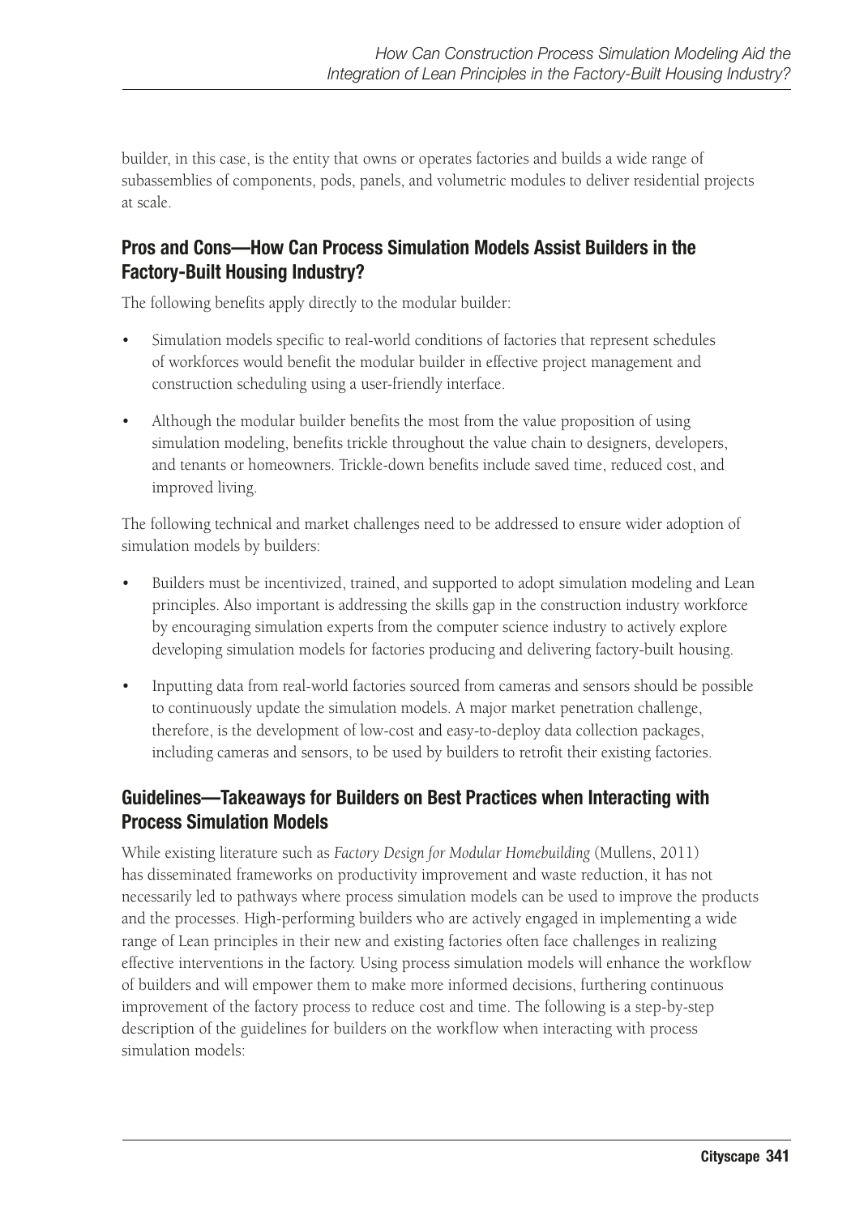builder, in this case, is the entity that owns or operates factories and builds a wide range of subassemblies of components, pods, panels, and volumetric modules to deliver residential projects at scale.

## Pros and Cons—How Can Process Simulation Models Assist Builders in the Factory-Built Housing Industry?

The following benefits apply directly to the modular builder:

- Simulation models specific to real-world conditions of factories that represent schedules of workforces would benefit the modular builder in effective project management and construction scheduling using a user-friendly interface.
- Although the modular builder benefits the most from the value proposition of using simulation modeling, benefits trickle throughout the value chain to designers, developers, and tenants or homeowners. Trickle-down benefits include saved time, reduced cost, and improved living.

The following technical and market challenges need to be addressed to ensure wider adoption of simulation models by builders:

- Builders must be incentivized, trained, and supported to adopt simulation modeling and Lean principles. Also important is addressing the skills gap in the construction industry workforce by encouraging simulation experts from the computer science industry to actively explore developing simulation models for factories producing and delivering factory-built housing.
- Inputting data from real-world factories sourced from cameras and sensors should be possible to continuously update the simulation models. A major market penetration challenge, therefore, is the development of low-cost and easy-to-deploy data collection packages, including cameras and sensors, to be used by builders to retrofit their existing factories.

## Guidelines—Takeaways for Builders on Best Practices when Interacting with Process Simulation Models

While existing literature such as *Factory Design for Modular Homebuilding* (Mullens, 2011) has disseminated frameworks on productivity improvement and waste reduction, it has not necessarily led to pathways where process simulation models can be used to improve the products and the processes. High-performing builders who are actively engaged in implementing a wide range of Lean principles in their new and existing factories often face challenges in realizing effective interventions in the factory. Using process simulation models will enhance the workflow of builders and will empower them to make more informed decisions, furthering continuous improvement of the factory process to reduce cost and time. The following is a step-by-step description of the guidelines for builders on the workflow when interacting with process simulation models: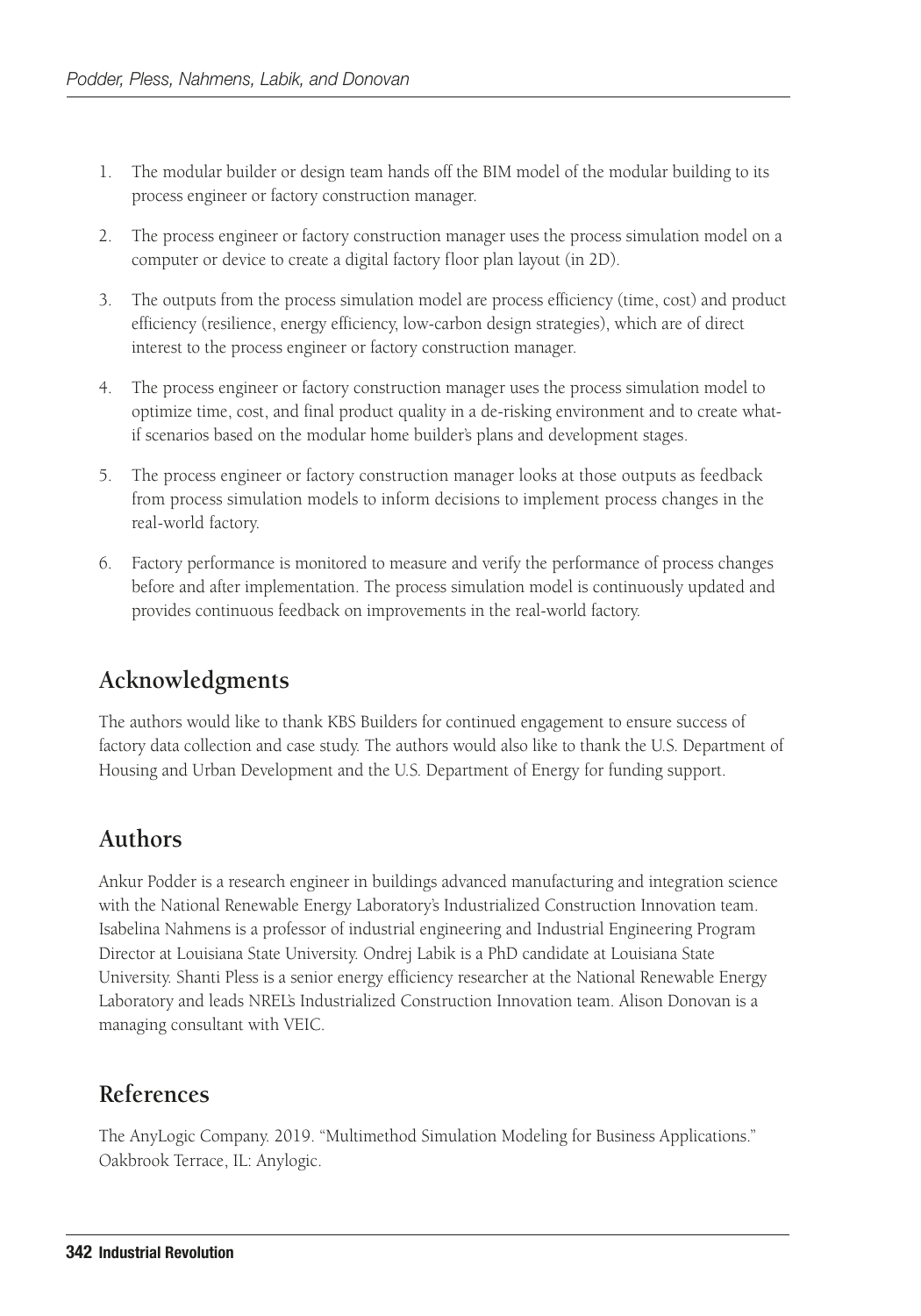1. The modular builder or design team hands off the BIM model of the modular building to its process engineer or factory construction manager.

2. The process engineer or factory construction manager uses the process simulation model on a computer or device to create a digital factory floor plan layout (in 2D).

3. The outputs from the process simulation model are process efficiency (time, cost) and product efficiency (resilience, energy efficiency, low-carbon design strategies), which are of direct interest to the process engineer or factory construction manager.

4. The process engineer or factory construction manager uses the process simulation model to optimize time, cost, and final product quality in a de-risking environment and to create what-if scenarios based on the modular home builder's plans and development stages.

5. The process engineer or factory construction manager looks at those outputs as feedback from process simulation models to inform decisions to implement process changes in the real-world factory.

6. Factory performance is monitored to measure and verify the performance of process changes before and after implementation. The process simulation model is continuously updated and provides continuous feedback on improvements in the real-world factory.

## Acknowledgments

The authors would like to thank KBS Builders for continued engagement to ensure success of factory data collection and case study. The authors would also like to thank the U.S. Department of Housing and Urban Development and the U.S. Department of Energy for funding support.

## Authors

Ankur Podder is a research engineer in buildings advanced manufacturing and integration science with the National Renewable Energy Laboratory's Industrialized Construction Innovation team. Isabelina Nahmens is a professor of industrial engineering and Industrial Engineering Program Director at Louisiana State University. Ondrej Labik is a PhD candidate at Louisiana State University. Shanti Pless is a senior energy efficiency researcher at the National Renewable Energy Laboratory and leads NREL's Industrialized Construction Innovation team. Alison Donovan is a managing consultant with VEIC.

## References

The AnyLogic Company. 2019. "Multimethod Simulation Modeling for Business Applications." Oakbrook Terrace, IL: Anylogic.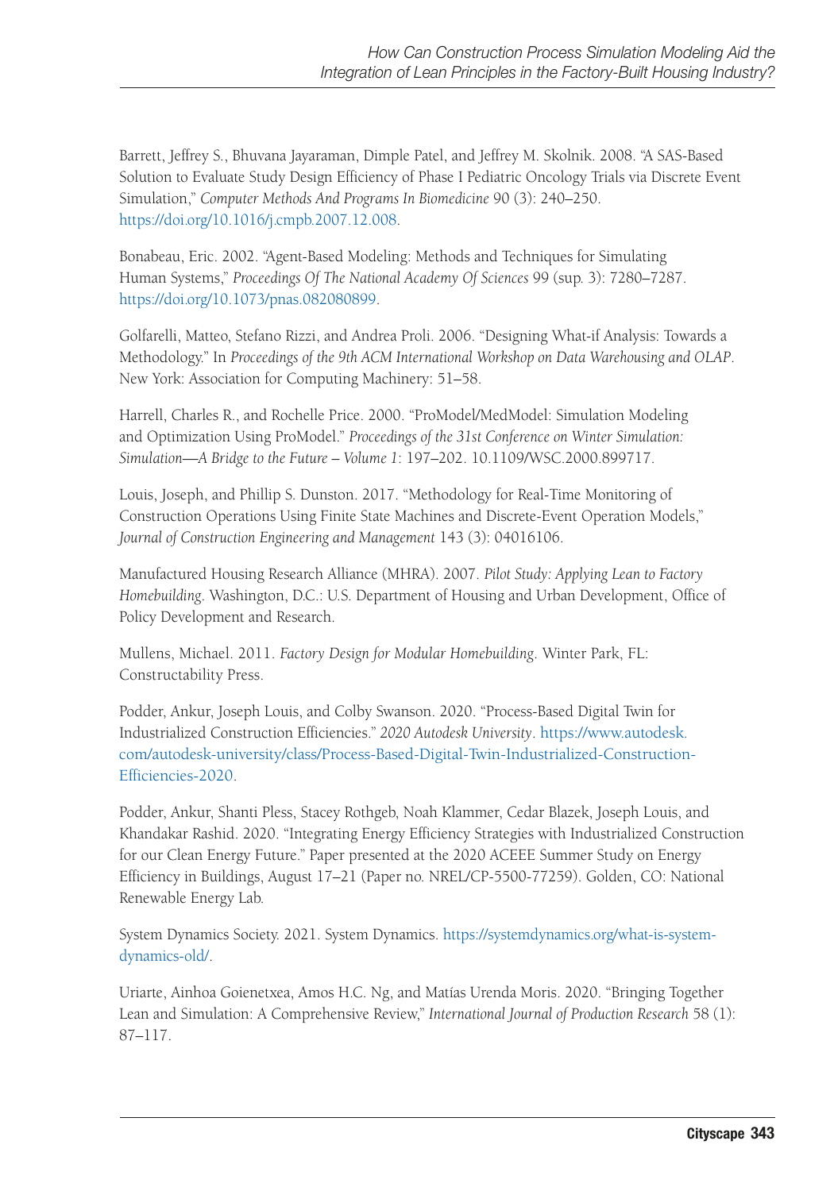Barrett, Jeffrey S., Bhuvana Jayaraman, Dimple Patel, and Jeffrey M. Skolnik. 2008. "A SAS-Based Solution to Evaluate Study Design Efficiency of Phase I Pediatric Oncology Trials via Discrete Event Simulation," *Computer Methods And Programs In Biomedicine* 90 (3): 240–250. https://doi.org/10.1016/j.cmpb.2007.12.008.

Bonabeau, Eric. 2002. "Agent-Based Modeling: Methods and Techniques for Simulating Human Systems," *Proceedings Of The National Academy Of Sciences* 99 (sup. 3): 7280–7287. https://doi.org/10.1073/pnas.082080899.

Golfarelli, Matteo, Stefano Rizzi, and Andrea Proli. 2006. "Designing What-if Analysis: Towards a Methodology." In *Proceedings of the 9th ACM International Workshop on Data Warehousing and OLAP*. New York: Association for Computing Machinery: 51–58.

Harrell, Charles R., and Rochelle Price. 2000. "ProModel/MedModel: Simulation Modeling and Optimization Using ProModel." *Proceedings of the 31st Conference on Winter Simulation: Simulation—A Bridge to the Future – Volume 1*: 197–202. 10.1109/WSC.2000.899717.

Louis, Joseph, and Phillip S. Dunston. 2017. "Methodology for Real-Time Monitoring of Construction Operations Using Finite State Machines and Discrete-Event Operation Models," *Journal of Construction Engineering and Management* 143 (3): 04016106.

Manufactured Housing Research Alliance (MHRA). 2007. *Pilot Study: Applying Lean to Factory Homebuilding*. Washington, D.C.: U.S. Department of Housing and Urban Development, Office of Policy Development and Research.

Mullens, Michael. 2011. *Factory Design for Modular Homebuilding*. Winter Park, FL: Constructability Press.

Podder, Ankur, Joseph Louis, and Colby Swanson. 2020. "Process-Based Digital Twin for Industrialized Construction Efficiencies." *2020 Autodesk University*. https://www.autodesk.com/autodesk-university/class/Process-Based-Digital-Twin-Industrialized-Construction-Efficiencies-2020.

Podder, Ankur, Shanti Pless, Stacey Rothgeb, Noah Klammer, Cedar Blazek, Joseph Louis, and Khandakar Rashid. 2020. "Integrating Energy Efficiency Strategies with Industrialized Construction for our Clean Energy Future." Paper presented at the 2020 ACEEE Summer Study on Energy Efficiency in Buildings, August 17–21 (Paper no. NREL/CP-5500-77259). Golden, CO: National Renewable Energy Lab.

System Dynamics Society. 2021. System Dynamics. https://systemdynamics.org/what-is-system-dynamics-old/.

Uriarte, Ainhoa Goienetxea, Amos H.C. Ng, and Matías Urenda Moris. 2020. "Bringing Together Lean and Simulation: A Comprehensive Review," *International Journal of Production Research* 58 (1): 87–117.